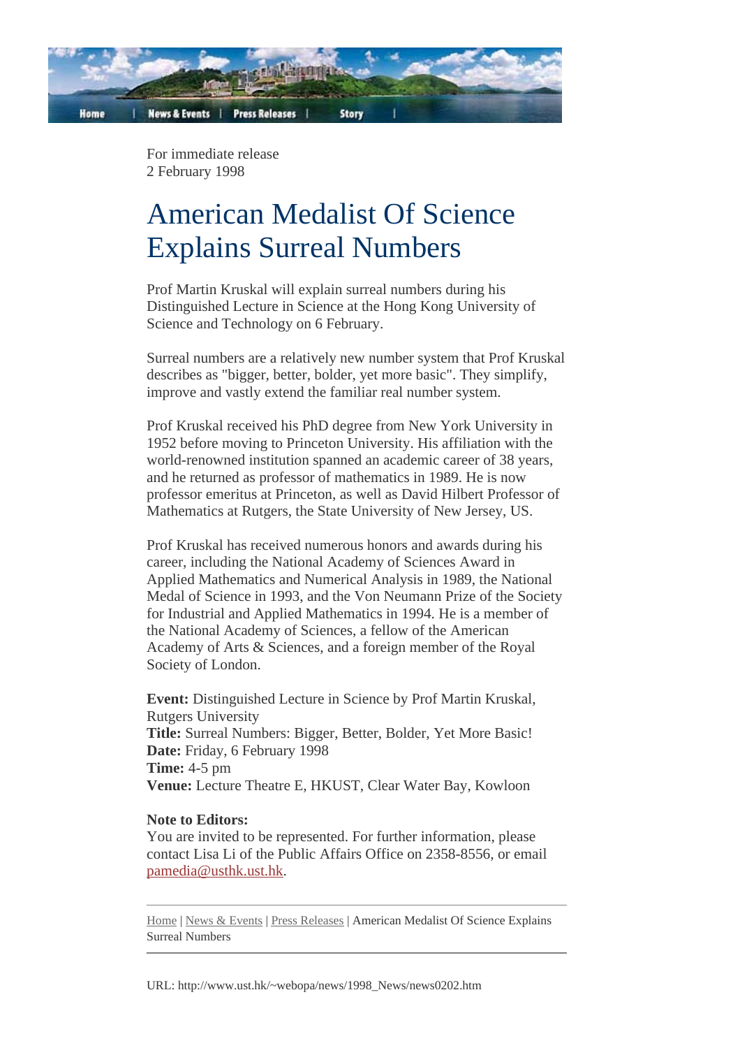For immediate release
2 February 1998

# American Medalist Of Science Explains Surreal Numbers

Prof Martin Kruskal will explain surreal numbers during his Distinguished Lecture in Science at the Hong Kong University of Science and Technology on 6 February.

Surreal numbers are a relatively new number system that Prof Kruskal describes as "bigger, better, bolder, yet more basic". They simplify, improve and vastly extend the familiar real number system.

Prof Kruskal received his PhD degree from New York University in 1952 before moving to Princeton University. His affiliation with the world-renowned institution spanned an academic career of 38 years, and he returned as professor of mathematics in 1989. He is now professor emeritus at Princeton, as well as David Hilbert Professor of Mathematics at Rutgers, the State University of New Jersey, US.

Prof Kruskal has received numerous honors and awards during his career, including the National Academy of Sciences Award in Applied Mathematics and Numerical Analysis in 1989, the National Medal of Science in 1993, and the Von Neumann Prize of the Society for Industrial and Applied Mathematics in 1994. He is a member of the National Academy of Sciences, a fellow of the American Academy of Arts & Sciences, and a foreign member of the Royal Society of London.

**Event:** Distinguished Lecture in Science by Prof Martin Kruskal, Rutgers University
**Title:** Surreal Numbers: Bigger, Better, Bolder, Yet More Basic!
**Date:** Friday, 6 February 1998
**Time:** 4-5 pm
**Venue:** Lecture Theatre E, HKUST, Clear Water Bay, Kowloon

**Note to Editors:**
You are invited to be represented. For further information, please contact Lisa Li of the Public Affairs Office on 2358-8556, or email pamedia@usthk.ust.hk.

---

Home | News & Events | Press Releases | American Medalist Of Science Explains Surreal Numbers

---

URL: http://www.ust.hk/~webopa/news/1998_News/news0202.htm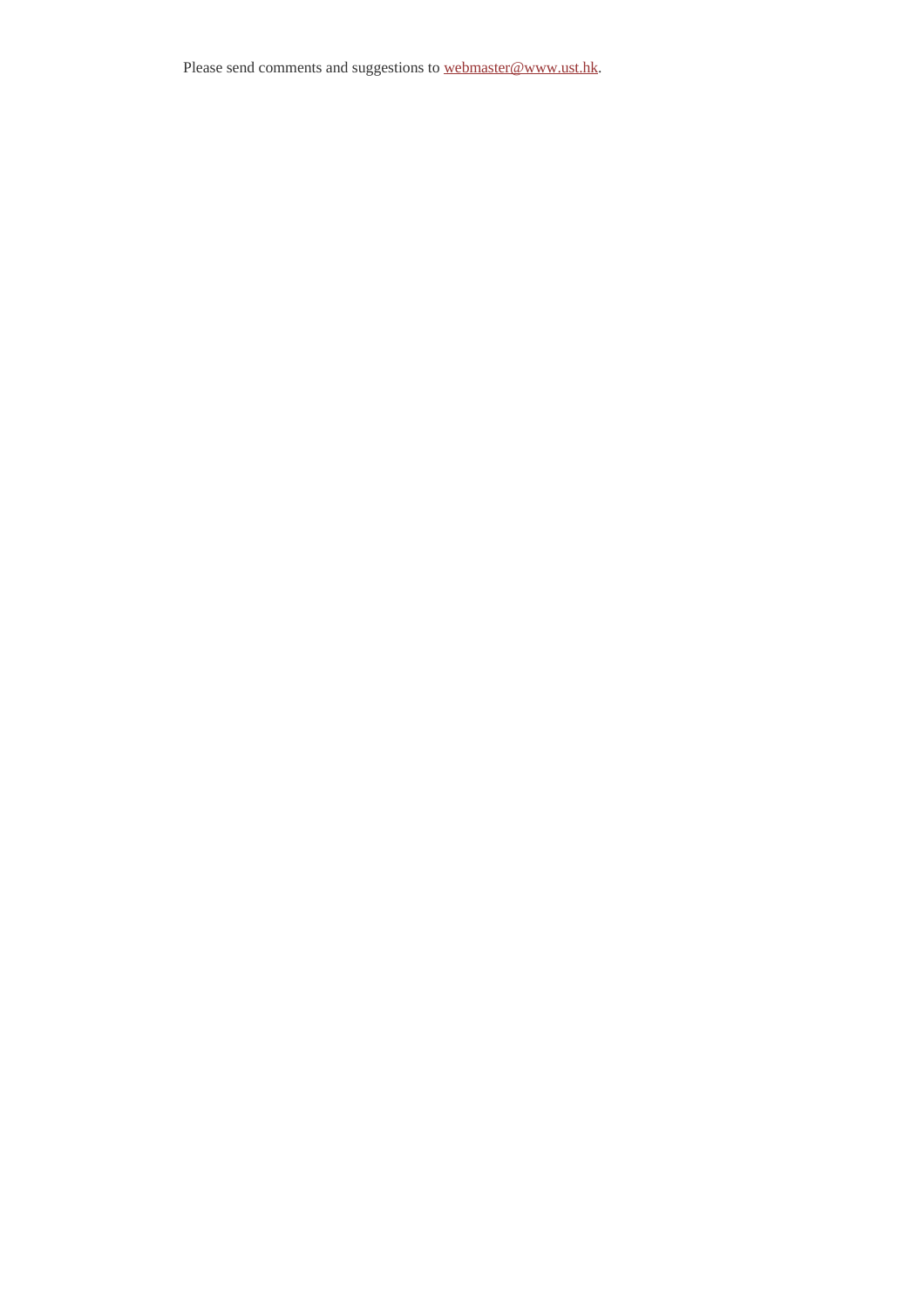Please send comments and suggestions to webmaster@www.ust.hk.